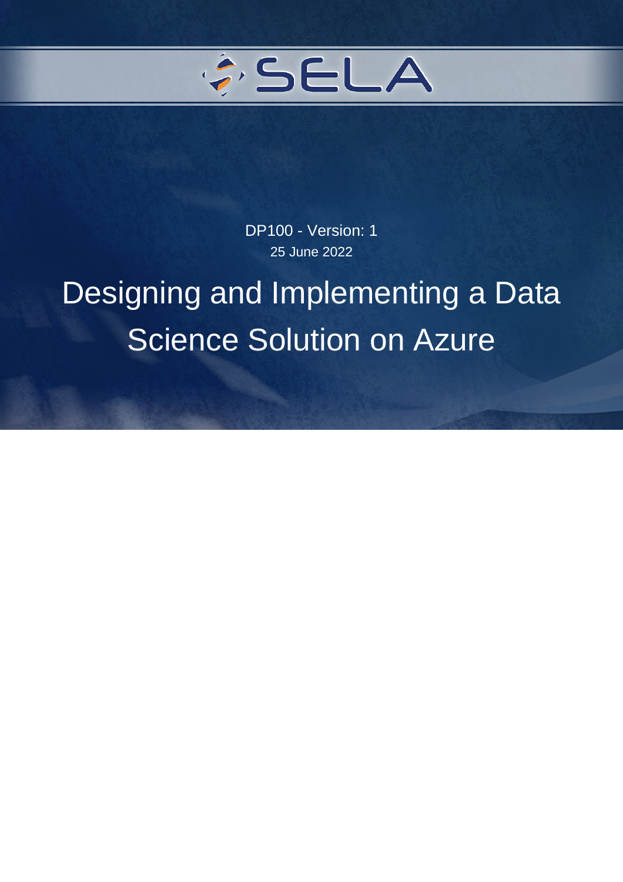SELA

DP100 - Version: 1

25 June 2022

# Designing and Implementing a Data Science Solution on Azure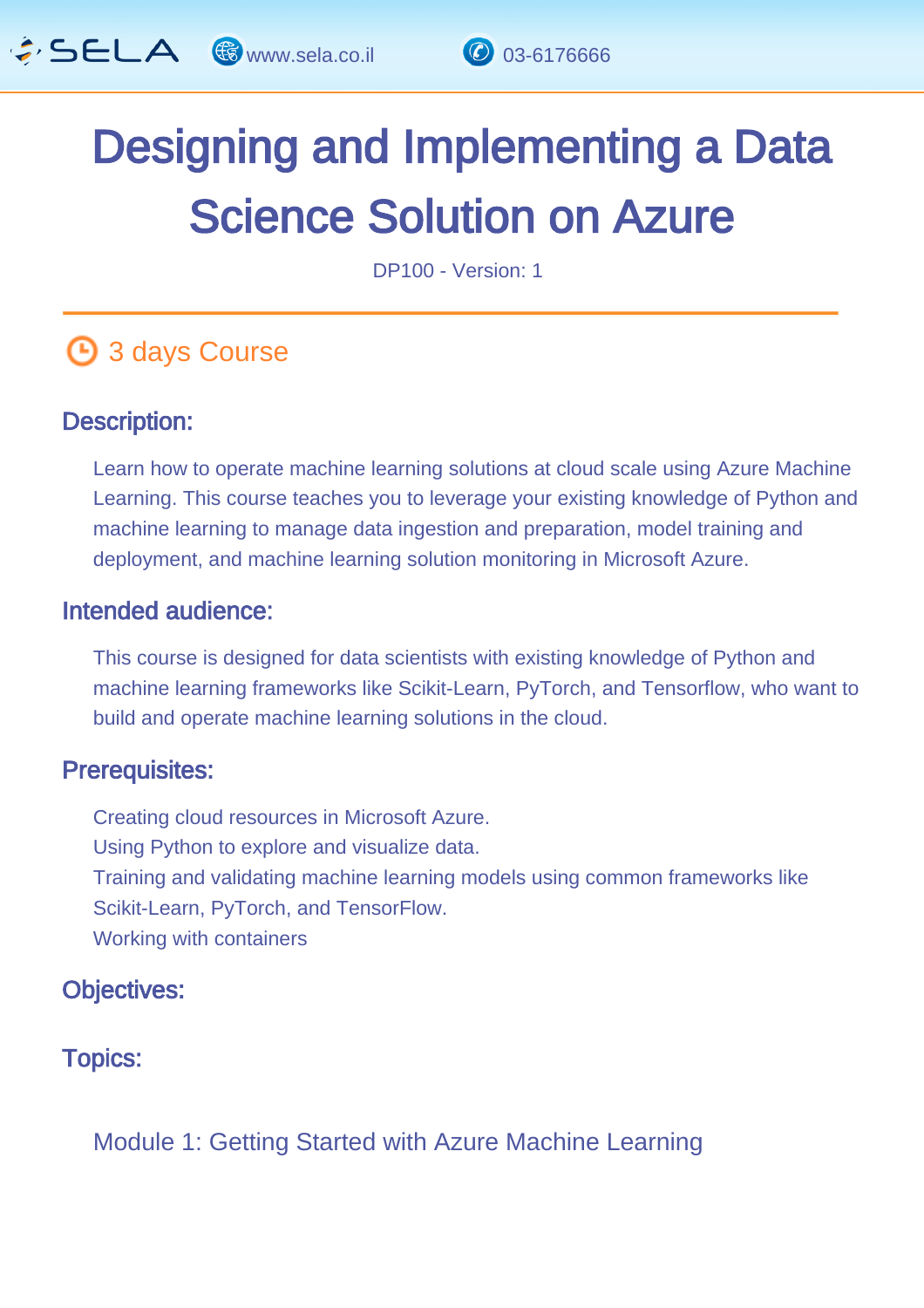# Designing and Implementing a Data Science Solution on Azure

DP100 - Version: 1

## 3 days Course

### Description:

Learn how to operate machine learning solutions at cloud scale using Azure Machine Learning. This course teaches you to leverage your existing knowledge of Python and machine learning to manage data ingestion and preparation, model training and deployment, and machine learning solution monitoring in Microsoft Azure.

### Intended audience:

This course is designed for data scientists with existing knowledge of Python and machine learning frameworks like Scikit-Learn, PyTorch, and Tensorflow, who want to build and operate machine learning solutions in the cloud.

### Prerequisites:

Creating cloud resources in Microsoft Azure.
Using Python to explore and visualize data.
Training and validating machine learning models using common frameworks like Scikit-Learn, PyTorch, and TensorFlow.
Working with containers

### Objectives:

### Topics:

Module 1: Getting Started with Azure Machine Learning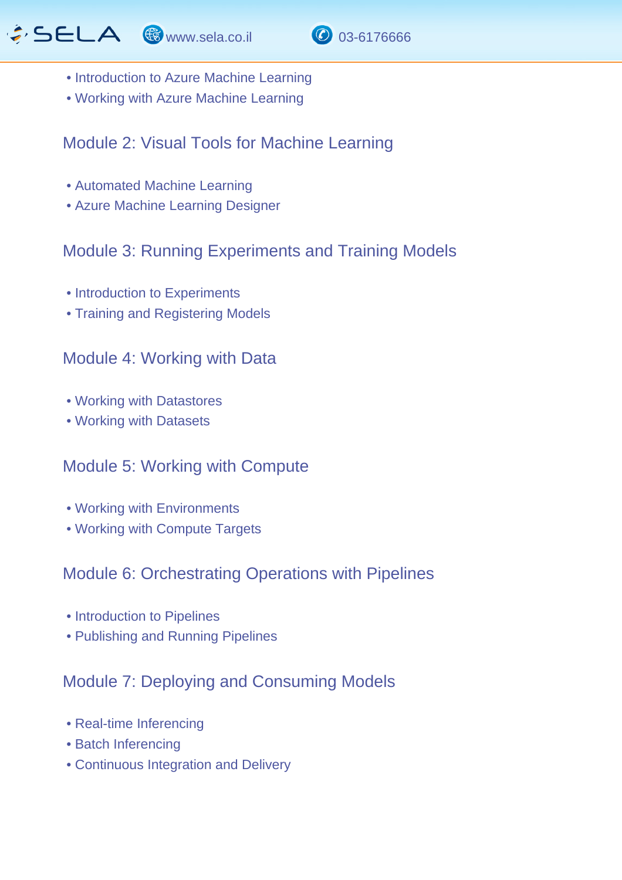- Introduction to Azure Machine Learning
- Working with Azure Machine Learning

## Module 2: Visual Tools for Machine Learning

- Automated Machine Learning
- Azure Machine Learning Designer

## Module 3: Running Experiments and Training Models

- Introduction to Experiments
- Training and Registering Models

## Module 4: Working with Data

- Working with Datastores
- Working with Datasets

## Module 5: Working with Compute

- Working with Environments
- Working with Compute Targets

## Module 6: Orchestrating Operations with Pipelines

- Introduction to Pipelines
- Publishing and Running Pipelines

## Module 7: Deploying and Consuming Models

- Real-time Inferencing
- Batch Inferencing
- Continuous Integration and Delivery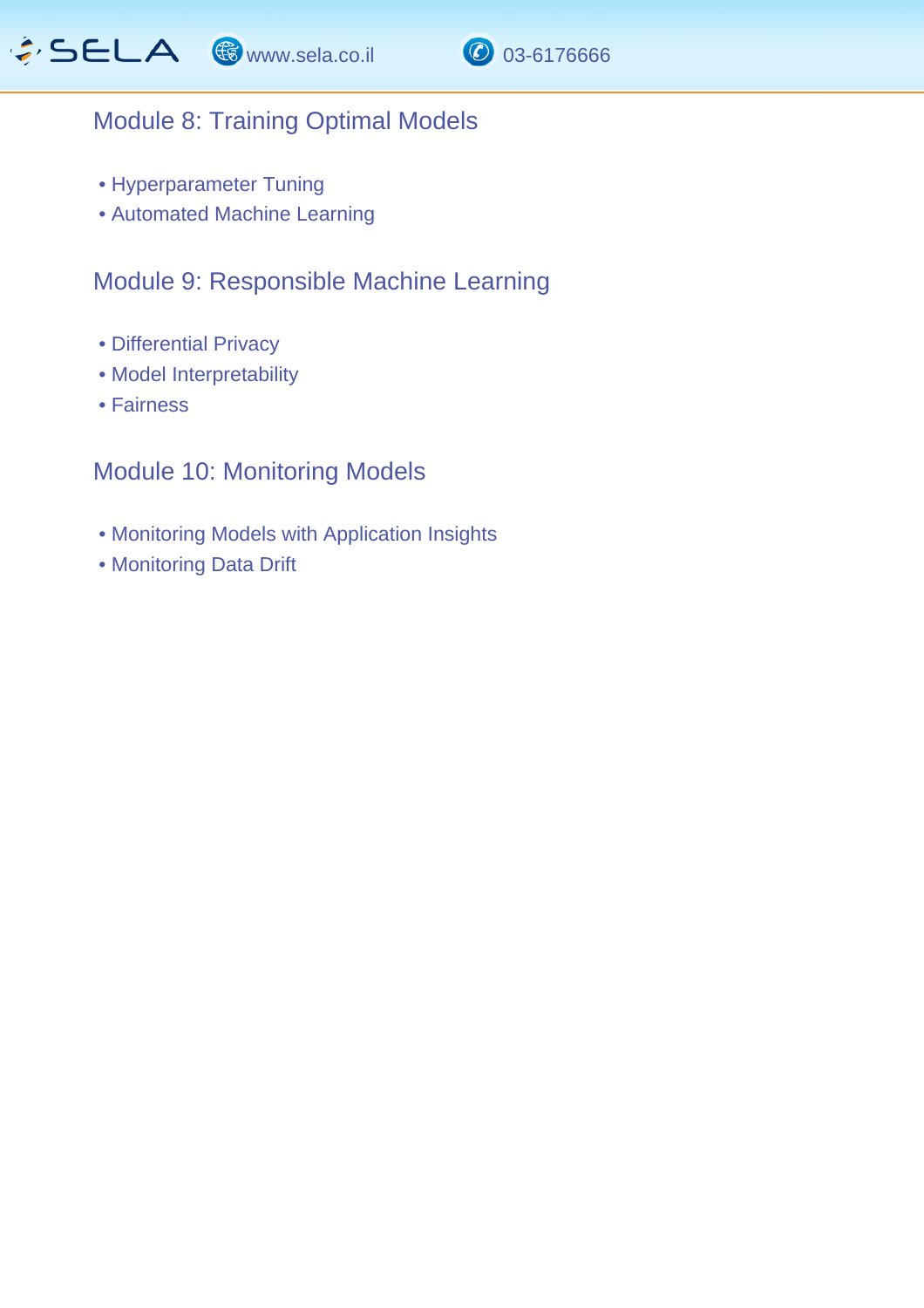## Module 8: Training Optimal Models

- Hyperparameter Tuning
- Automated Machine Learning

## Module 9: Responsible Machine Learning

- Differential Privacy
- Model Interpretability
- Fairness

## Module 10: Monitoring Models

- Monitoring Models with Application Insights
- Monitoring Data Drift